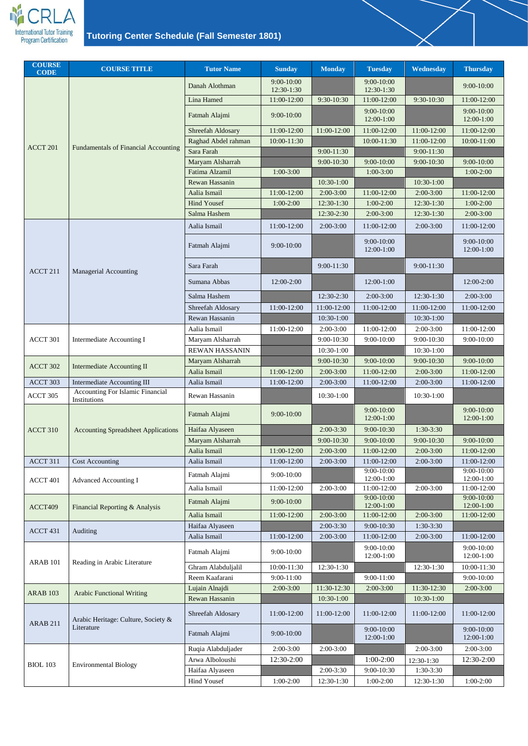# Tutoring Center Schedule (Fall Semester 1801)

| COURSE CODE | COURSE TITLE | Tutor Name | Sunday | Monday | Tuesday | Wednesday | Thursday |
|---|---|---|---|---|---|---|---|
| ACCT 201 | Fundamentals of Financial Accounting | Danah Alothman | 9:00-10:00 12:30-1:30 | | 9:00-10:00 12:30-1:30 | | 9:00-10:00 |
| | | Lina Hamed | 11:00-12:00 | 9:30-10:30 | 11:00-12:00 | 9:30-10:30 | 11:00-12:00 |
| | | Fatmah Alajmi | 9:00-10:00 | | 9:00-10:00 12:00-1:00 | | 9:00-10:00 12:00-1:00 |
| | | Shreefah Aldosary | 11:00-12:00 | 11:00-12:00 | 11:00-12:00 | 11:00-12:00 | 11:00-12:00 |
| | | Raghad Abdel rahman | 10:00-11:30 | | 10:00-11:30 | 11:00-12:00 | 10:00-11:00 |
| | | Sara Farah | | 9:00-11:30 | | 9:00-11:30 | |
| | | Maryam Alsharrah | | 9:00-10:30 | 9:00-10:00 | 9:00-10:30 | 9:00-10:00 |
| | | Fatima Alzamil | 1:00-3:00 | | 1:00-3:00 | | 1:00-2:00 |
| | | Rewan Hassanin | | 10:30-1:00 | | 10:30-1:00 | |
| | | Aalia Ismail | 11:00-12:00 | 2:00-3:00 | 11:00-12:00 | 2:00-3:00 | 11:00-12:00 |
| | | Hind Yousef | 1:00-2:00 | 12:30-1:30 | 1:00-2:00 | 12:30-1:30 | 1:00-2:00 |
| | | Salma Hashem | | 12:30-2:30 | 2:00-3:00 | 12:30-1:30 | 2:00-3:00 |
| ACCT 211 | Managerial Accounting | Aalia Ismail | 11:00-12:00 | 2:00-3:00 | 11:00-12:00 | 2:00-3:00 | 11:00-12:00 |
| | | Fatmah Alajmi | 9:00-10:00 | | 9:00-10:00 12:00-1:00 | | 9:00-10:00 12:00-1:00 |
| | | Sara Farah | | 9:00-11:30 | | 9:00-11:30 | |
| | | Sumana Abbas | 12:00-2:00 | | 12:00-1:00 | | 12:00-2:00 |
| | | Salma Hashem | | 12:30-2:30 | 2:00-3:00 | 12:30-1:30 | 2:00-3:00 |
| | | Shreefah Aldosary | 11:00-12:00 | 11:00-12:00 | 11:00-12:00 | 11:00-12:00 | 11:00-12:00 |
| | | Rewan Hassanin | | 10:30-1:00 | | 10:30-1:00 | |
| ACCT 301 | Intermediate Accounting I | Aalia Ismail | 11:00-12:00 | 2:00-3:00 | 11:00-12:00 | 2:00-3:00 | 11:00-12:00 |
| | | Maryam Alsharrah | | 9:00-10:30 | 9:00-10:00 | 9:00-10:30 | 9:00-10:00 |
| | | REWAN HASSANIN | | 10:30-1:00 | | 10:30-1:00 | |
| ACCT 302 | Intermediate Accounting II | Maryam Alsharrah | | 9:00-10:30 | 9:00-10:00 | 9:00-10:30 | 9:00-10:00 |
| | | Aalia Ismail | 11:00-12:00 | 2:00-3:00 | 11:00-12:00 | 2:00-3:00 | 11:00-12:00 |
| ACCT 303 | Intermediate Accounting III | Aalia Ismail | 11:00-12:00 | 2:00-3:00 | 11:00-12:00 | 2:00-3:00 | 11:00-12:00 |
| ACCT 305 | Accounting For Islamic Financial Institutions | Rewan Hassanin | | 10:30-1:00 | | 10:30-1:00 | |
| ACCT 310 | Accounting Spreadsheet Applications | Fatmah Alajmi | 9:00-10:00 | | 9:00-10:00 12:00-1:00 | | 9:00-10:00 12:00-1:00 |
| | | Haifaa Alyaseen | | 2:00-3:30 | 9:00-10:30 | 1:30-3:30 | |
| | | Maryam Alsharrah | | 9:00-10:30 | 9:00-10:00 | 9:00-10:30 | 9:00-10:00 |
| | | Aalia Ismail | 11:00-12:00 | 2:00-3:00 | 11:00-12:00 | 2:00-3:00 | 11:00-12:00 |
| ACCT 311 | Cost Accounting | Aalia Ismail | 11:00-12:00 | 2:00-3:00 | 11:00-12:00 | 2:00-3:00 | 11:00-12:00 |
| ACCT 401 | Advanced Accounting I | Fatmah Alajmi | 9:00-10:00 | | 9:00-10:00 12:00-1:00 | | 9:00-10:00 12:00-1:00 |
| | | Aalia Ismail | 11:00-12:00 | 2:00-3:00 | 11:00-12:00 | 2:00-3:00 | 11:00-12:00 |
| ACCT409 | Financial Reporting & Analysis | Fatmah Alajmi | 9:00-10:00 | | 9:00-10:00 12:00-1:00 | | 9:00-10:00 12:00-1:00 |
| | | Aalia Ismail | 11:00-12:00 | 2:00-3:00 | 11:00-12:00 | 2:00-3:00 | 11:00-12:00 |
| ACCT 431 | Auditing | Haifaa Alyaseen | | 2:00-3:30 | 9:00-10:30 | 1:30-3:30 | |
| | | Aalia Ismail | 11:00-12:00 | 2:00-3:00 | 11:00-12:00 | 2:00-3:00 | 11:00-12:00 |
| ARAB 101 | Reading in Arabic Literature | Fatmah Alajmi | 9:00-10:00 | | 9:00-10:00 12:00-1:00 | | 9:00-10:00 12:00-1:00 |
| | | Ghram Alabduljalil | 10:00-11:30 | 12:30-1:30 | | 12:30-1:30 | 10:00-11:30 |
| | | Reem Kaafarani | 9:00-11:00 | | 9:00-11:00 | | 9:00-10:00 |
| ARAB 103 | Arabic Functional Writing | Lujain Alnajdi | 2:00-3:00 | 11:30-12:30 | 2:00-3:00 | 11:30-12:30 | 2:00-3:00 |
| | | Rewan Hassanin | | 10:30-1:00 | | 10:30-1:00 | |
| ARAB 211 | Arabic Heritage: Culture, Society & Literature | Shreefah Aldosary | 11:00-12:00 | 11:00-12:00 | 11:00-12:00 | 11:00-12:00 | 11:00-12:00 |
| | | Fatmah Alajmi | 9:00-10:00 | | 9:00-10:00 12:00-1:00 | | 9:00-10:00 12:00-1:00 |
| BIOL 103 | Environmental Biology | Ruqia Alabduljader | 2:00-3:00 | 2:00-3:00 | | 2:00-3:00 | 2:00-3:00 |
| | | Arwa Alboloushi | 12:30-2:00 | | 1:00-2:00 | 12:30-1:30 | 12:30-2:00 |
| | | Haifaa Alyaseen | | 2:00-3:30 | 9:00-10:30 | 1:30-3:30 | |
| | | Hind Yousef | 1:00-2:00 | 12:30-1:30 | 1:00-2:00 | 12:30-1:30 | 1:00-2:00 |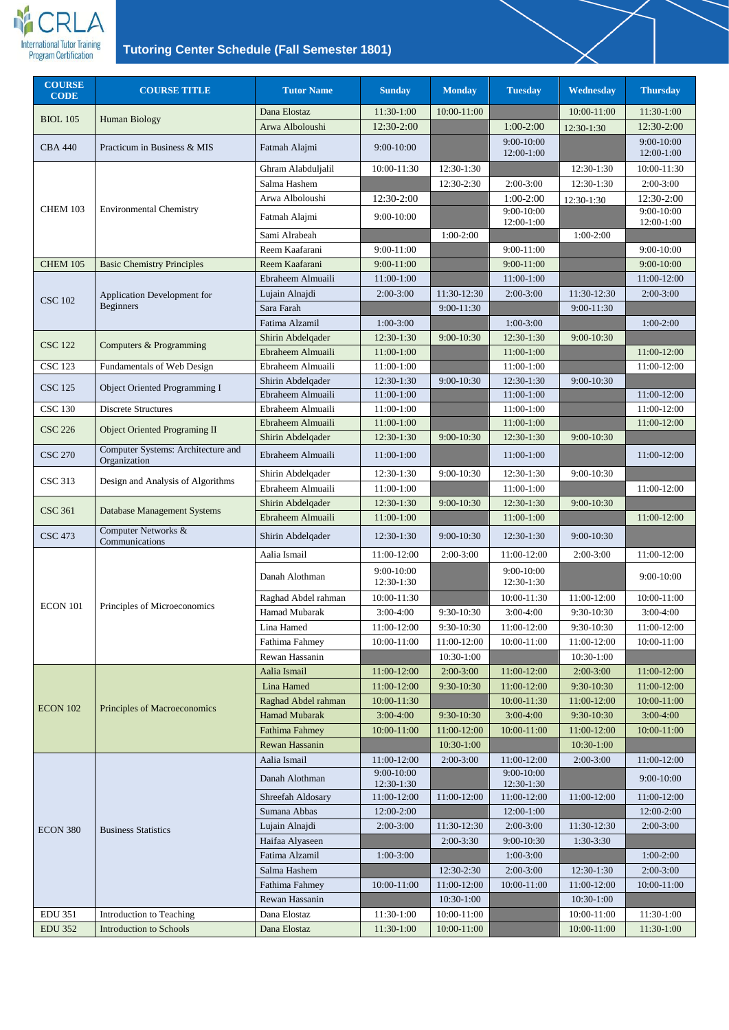CRLA International Tutor Training Program Certification

# Tutoring Center Schedule (Fall Semester 1801)

| COURSE CODE | COURSE TITLE | Tutor Name | Sunday | Monday | Tuesday | Wednesday | Thursday |
|---|---|---|---|---|---|---|---|
| BIOL 105 | Human Biology | Dana Elostaz | 11:30-1:00 | 10:00-11:00 | | 10:00-11:00 | 11:30-1:00 |
| | | Arwa Alboloushi | 12:30-2:00 | | 1:00-2:00 | 12:30-1:30 | 12:30-2:00 |
| CBA 440 | Practicum in Business & MIS | Fatmah Alajmi | 9:00-10:00 | | 9:00-10:00 12:00-1:00 | | 9:00-10:00 12:00-1:00 |
| CHEM 103 | Environmental Chemistry | Ghram Alabduljalil | 10:00-11:30 | 12:30-1:30 | | 12:30-1:30 | 10:00-11:30 |
| | | Salma Hashem | | 12:30-2:30 | 2:00-3:00 | 12:30-1:30 | 2:00-3:00 |
| | | Arwa Alboloushi | 12:30-2:00 | | 1:00-2:00 | 12:30-1:30 | 12:30-2:00 |
| | | Fatmah Alajmi | 9:00-10:00 | | 9:00-10:00 12:00-1:00 | | 9:00-10:00 12:00-1:00 |
| | | Sami Alrabeah | | 1:00-2:00 | | 1:00-2:00 | |
| | | Reem Kaafarani | 9:00-11:00 | | 9:00-11:00 | | 9:00-10:00 |
| CHEM 105 | Basic Chemistry Principles | Reem Kaafarani | 9:00-11:00 | | 9:00-11:00 | | 9:00-10:00 |
| CSC 102 | Application Development for Beginners | Ebraheem Almuaili | 11:00-1:00 | | 11:00-1:00 | | 11:00-12:00 |
| | | Lujain Alnajdi | 2:00-3:00 | 11:30-12:30 | 2:00-3:00 | 11:30-12:30 | 2:00-3:00 |
| | | Sara Farah | | 9:00-11:30 | | 9:00-11:30 | |
| | | Fatima Alzamil | 1:00-3:00 | | 1:00-3:00 | | 1:00-2:00 |
| CSC 122 | Computers & Programming | Shirin Abdelqader | 12:30-1:30 | 9:00-10:30 | 12:30-1:30 | 9:00-10:30 | |
| | | Ebraheem Almuaili | 11:00-1:00 | | 11:00-1:00 | | 11:00-12:00 |
| CSC 123 | Fundamentals of Web Design | Ebraheem Almuaili | 11:00-1:00 | | 11:00-1:00 | | 11:00-12:00 |
| CSC 125 | Object Oriented Programming I | Shirin Abdelqader | 12:30-1:30 | 9:00-10:30 | 12:30-1:30 | 9:00-10:30 | |
| | | Ebraheem Almuaili | 11:00-1:00 | | 11:00-1:00 | | 11:00-12:00 |
| CSC 130 | Discrete Structures | Ebraheem Almuaili | 11:00-1:00 | | 11:00-1:00 | | 11:00-12:00 |
| CSC 226 | Object Oriented Programing II | Ebraheem Almuaili | 11:00-1:00 | | 11:00-1:00 | | 11:00-12:00 |
| | | Shirin Abdelqader | 12:30-1:30 | 9:00-10:30 | 12:30-1:30 | 9:00-10:30 | |
| CSC 270 | Computer Systems: Architecture and Organization | Ebraheem Almuaili | 11:00-1:00 | | 11:00-1:00 | | 11:00-12:00 |
| CSC 313 | Design and Analysis of Algorithms | Shirin Abdelqader | 12:30-1:30 | 9:00-10:30 | 12:30-1:30 | 9:00-10:30 | |
| | | Ebraheem Almuaili | 11:00-1:00 | | 11:00-1:00 | | 11:00-12:00 |
| CSC 361 | Database Management Systems | Shirin Abdelqader | 12:30-1:30 | 9:00-10:30 | 12:30-1:30 | 9:00-10:30 | |
| | | Ebraheem Almuaili | 11:00-1:00 | | 11:00-1:00 | | 11:00-12:00 |
| CSC 473 | Computer Networks & Communications | Shirin Abdelqader | 12:30-1:30 | 9:00-10:30 | 12:30-1:30 | 9:00-10:30 | |
| ECON 101 | Principles of Microeconomics | Aalia Ismail | 11:00-12:00 | 2:00-3:00 | 11:00-12:00 | 2:00-3:00 | 11:00-12:00 |
| | | Danah Alothman | 9:00-10:00 12:30-1:30 | | 9:00-10:00 12:30-1:30 | | 9:00-10:00 |
| | | Raghad Abdel rahman | 10:00-11:30 | | 10:00-11:30 | 11:00-12:00 | 10:00-11:00 |
| | | Hamad Mubarak | 3:00-4:00 | 9:30-10:30 | 3:00-4:00 | 9:30-10:30 | 3:00-4:00 |
| | | Lina Hamed | 11:00-12:00 | 9:30-10:30 | 11:00-12:00 | 9:30-10:30 | 11:00-12:00 |
| | | Fathima Fahmey | 10:00-11:00 | 11:00-12:00 | 10:00-11:00 | 11:00-12:00 | 10:00-11:00 |
| | | Rewan Hassanin | | 10:30-1:00 | | 10:30-1:00 | |
| ECON 102 | Principles of Macroeconomics | Aalia Ismail | 11:00-12:00 | 2:00-3:00 | 11:00-12:00 | 2:00-3:00 | 11:00-12:00 |
| | | Lina Hamed | 11:00-12:00 | 9:30-10:30 | 11:00-12:00 | 9:30-10:30 | 11:00-12:00 |
| | | Raghad Abdel rahman | 10:00-11:30 | | 10:00-11:30 | 11:00-12:00 | 10:00-11:00 |
| | | Hamad Mubarak | 3:00-4:00 | 9:30-10:30 | 3:00-4:00 | 9:30-10:30 | 3:00-4:00 |
| | | Fathima Fahmey | 10:00-11:00 | 11:00-12:00 | 10:00-11:00 | 11:00-12:00 | 10:00-11:00 |
| | | Rewan Hassanin | | 10:30-1:00 | | 10:30-1:00 | |
| ECON 380 | Business Statistics | Aalia Ismail | 11:00-12:00 | 2:00-3:00 | 11:00-12:00 | 2:00-3:00 | 11:00-12:00 |
| | | Danah Alothman | 9:00-10:00 12:30-1:30 | | 9:00-10:00 12:30-1:30 | | 9:00-10:00 |
| | | Shreefah Aldosary | 11:00-12:00 | 11:00-12:00 | 11:00-12:00 | 11:00-12:00 | 11:00-12:00 |
| | | Sumana Abbas | 12:00-2:00 | | 12:00-1:00 | | 12:00-2:00 |
| | | Lujain Alnajdi | 2:00-3:00 | 11:30-12:30 | 2:00-3:00 | 11:30-12:30 | 2:00-3:00 |
| | | Haifaa Alyaseen | | 2:00-3:30 | 9:00-10:30 | 1:30-3:30 | |
| | | Fatima Alzamil | 1:00-3:00 | | 1:00-3:00 | | 1:00-2:00 |
| | | Salma Hashem | | 12:30-2:30 | 2:00-3:00 | 12:30-1:30 | 2:00-3:00 |
| | | Fathima Fahmey | 10:00-11:00 | 11:00-12:00 | 10:00-11:00 | 11:00-12:00 | 10:00-11:00 |
| | | Rewan Hassanin | | 10:30-1:00 | | 10:30-1:00 | |
| EDU 351 | Introduction to Teaching | Dana Elostaz | 11:30-1:00 | 10:00-11:00 | | 10:00-11:00 | 11:30-1:00 |
| EDU 352 | Introduction to Schools | Dana Elostaz | 11:30-1:00 | 10:00-11:00 | | 10:00-11:00 | 11:30-1:00 |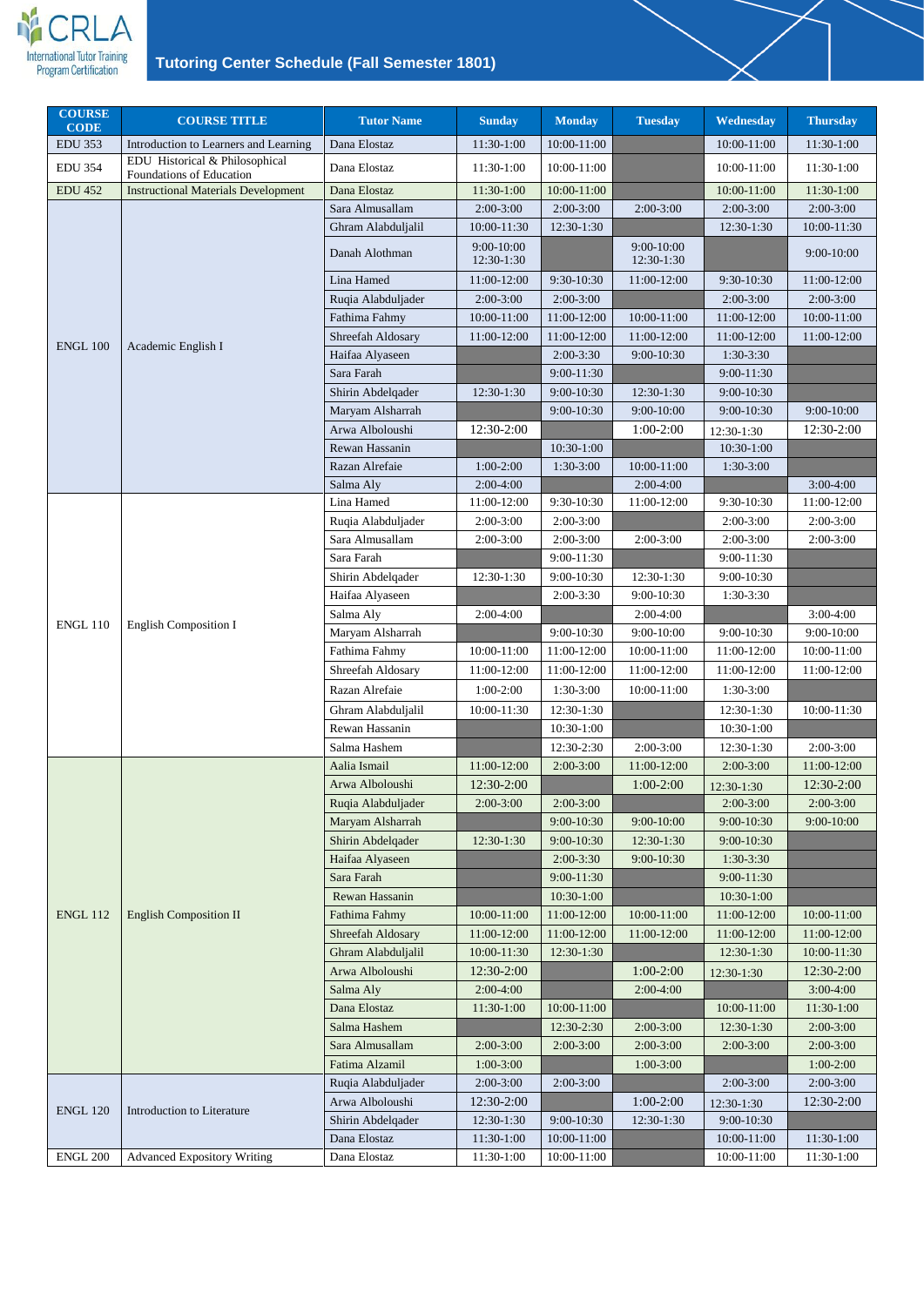# Tutoring Center Schedule (Fall Semester 1801)

| COURSE CODE | COURSE TITLE | Tutor Name | Sunday | Monday | Tuesday | Wednesday | Thursday |
|---|---|---|---|---|---|---|---|
| EDU 353 | Introduction to Learners and Learning | Dana Elostaz | 11:30-1:00 | 10:00-11:00 | | 10:00-11:00 | 11:30-1:00 |
| EDU 354 | EDU Historical & Philosophical Foundations of Education | Dana Elostaz | 11:30-1:00 | 10:00-11:00 | | 10:00-11:00 | 11:30-1:00 |
| EDU 452 | Instructional Materials Development | Dana Elostaz | 11:30-1:00 | 10:00-11:00 | | 10:00-11:00 | 11:30-1:00 |
| ENGL 100 | Academic English I | Sara Almusallam | 2:00-3:00 | 2:00-3:00 | 2:00-3:00 | 2:00-3:00 | 2:00-3:00 |
| | | Ghram Alabduljalil | 10:00-11:30 | 12:30-1:30 | | 12:30-1:30 | 10:00-11:30 |
| | | Danah Alothman | 9:00-10:00 12:30-1:30 | | 9:00-10:00 12:30-1:30 | | 9:00-10:00 |
| | | Lina Hamed | 11:00-12:00 | 9:30-10:30 | 11:00-12:00 | 9:30-10:30 | 11:00-12:00 |
| | | Ruqia Alabduljader | 2:00-3:00 | 2:00-3:00 | | 2:00-3:00 | 2:00-3:00 |
| | | Fathima Fahmy | 10:00-11:00 | 11:00-12:00 | 10:00-11:00 | 11:00-12:00 | 10:00-11:00 |
| | | Shreefah Aldosary | 11:00-12:00 | 11:00-12:00 | 11:00-12:00 | 11:00-12:00 | 11:00-12:00 |
| | | Haifaa Alyaseen | | 2:00-3:30 | 9:00-10:30 | 1:30-3:30 | |
| | | Sara Farah | | 9:00-11:30 | | 9:00-11:30 | |
| | | Shirin Abdelqader | 12:30-1:30 | 9:00-10:30 | 12:30-1:30 | 9:00-10:30 | |
| | | Maryam Alsharrah | | 9:00-10:30 | 9:00-10:00 | 9:00-10:30 | 9:00-10:00 |
| | | Arwa Alboloushi | 12:30-2:00 | | 1:00-2:00 | 12:30-1:30 | 12:30-2:00 |
| | | Rewan Hassanin | | 10:30-1:00 | | 10:30-1:00 | |
| | | Razan Alrefaie | 1:00-2:00 | 1:30-3:00 | 10:00-11:00 | 1:30-3:00 | |
| | | Salma Aly | 2:00-4:00 | | 2:00-4:00 | | 3:00-4:00 |
| ENGL 110 | English Composition I | Lina Hamed | 11:00-12:00 | 9:30-10:30 | 11:00-12:00 | 9:30-10:30 | 11:00-12:00 |
| | | Ruqia Alabduljader | 2:00-3:00 | 2:00-3:00 | | 2:00-3:00 | 2:00-3:00 |
| | | Sara Almusallam | 2:00-3:00 | 2:00-3:00 | 2:00-3:00 | 2:00-3:00 | 2:00-3:00 |
| | | Sara Farah | | 9:00-11:30 | | 9:00-11:30 | |
| | | Shirin Abdelqader | 12:30-1:30 | 9:00-10:30 | 12:30-1:30 | 9:00-10:30 | |
| | | Haifaa Alyaseen | | 2:00-3:30 | 9:00-10:30 | 1:30-3:30 | |
| | | Salma Aly | 2:00-4:00 | | 2:00-4:00 | | 3:00-4:00 |
| | | Maryam Alsharrah | | 9:00-10:30 | 9:00-10:00 | 9:00-10:30 | 9:00-10:00 |
| | | Fathima Fahmy | 10:00-11:00 | 11:00-12:00 | 10:00-11:00 | 11:00-12:00 | 10:00-11:00 |
| | | Shreefah Aldosary | 11:00-12:00 | 11:00-12:00 | 11:00-12:00 | 11:00-12:00 | 11:00-12:00 |
| | | Razan Alrefaie | 1:00-2:00 | 1:30-3:00 | 10:00-11:00 | 1:30-3:00 | |
| | | Ghram Alabduljalil | 10:00-11:30 | 12:30-1:30 | | 12:30-1:30 | 10:00-11:30 |
| | | Rewan Hassanin | | 10:30-1:00 | | 10:30-1:00 | |
| | | Salma Hashem | | 12:30-2:30 | 2:00-3:00 | 12:30-1:30 | 2:00-3:00 |
| ENGL 112 | English Composition II | Aalia Ismail | 11:00-12:00 | 2:00-3:00 | 11:00-12:00 | 2:00-3:00 | 11:00-12:00 |
| | | Arwa Alboloushi | 12:30-2:00 | | 1:00-2:00 | 12:30-1:30 | 12:30-2:00 |
| | | Ruqia Alabduljader | 2:00-3:00 | 2:00-3:00 | | 2:00-3:00 | 2:00-3:00 |
| | | Maryam Alsharrah | | 9:00-10:30 | 9:00-10:00 | 9:00-10:30 | 9:00-10:00 |
| | | Shirin Abdelqader | 12:30-1:30 | 9:00-10:30 | 12:30-1:30 | 9:00-10:30 | |
| | | Haifaa Alyaseen | | 2:00-3:30 | 9:00-10:30 | 1:30-3:30 | |
| | | Sara Farah | | 9:00-11:30 | | 9:00-11:30 | |
| | | Rewan Hassanin | | 10:30-1:00 | | 10:30-1:00 | |
| | | Fathima Fahmy | 10:00-11:00 | 11:00-12:00 | 10:00-11:00 | 11:00-12:00 | 10:00-11:00 |
| | | Shreefah Aldosary | 11:00-12:00 | 11:00-12:00 | 11:00-12:00 | 11:00-12:00 | 11:00-12:00 |
| | | Ghram Alabduljalil | 10:00-11:30 | 12:30-1:30 | | 12:30-1:30 | 10:00-11:30 |
| | | Arwa Alboloushi | 12:30-2:00 | | 1:00-2:00 | 12:30-1:30 | 12:30-2:00 |
| | | Salma Aly | 2:00-4:00 | | 2:00-4:00 | | 3:00-4:00 |
| | | Dana Elostaz | 11:30-1:00 | 10:00-11:00 | | 10:00-11:00 | 11:30-1:00 |
| | | Salma Hashem | | 12:30-2:30 | 2:00-3:00 | 12:30-1:30 | 2:00-3:00 |
| | | Sara Almusallam | 2:00-3:00 | 2:00-3:00 | 2:00-3:00 | 2:00-3:00 | 2:00-3:00 |
| | | Fatima Alzamil | 1:00-3:00 | | 1:00-3:00 | | 1:00-2:00 |
| ENGL 120 | Introduction to Literature | Ruqia Alabduljader | 2:00-3:00 | 2:00-3:00 | | 2:00-3:00 | 2:00-3:00 |
| | | Arwa Alboloushi | 12:30-2:00 | | 1:00-2:00 | 12:30-1:30 | 12:30-2:00 |
| | | Shirin Abdelqader | 12:30-1:30 | 9:00-10:30 | 12:30-1:30 | 9:00-10:30 | |
| | | Dana Elostaz | 11:30-1:00 | 10:00-11:00 | | 10:00-11:00 | 11:30-1:00 |
| ENGL 200 | Advanced Expository Writing | Dana Elostaz | 11:30-1:00 | 10:00-11:00 | | 10:00-11:00 | 11:30-1:00 |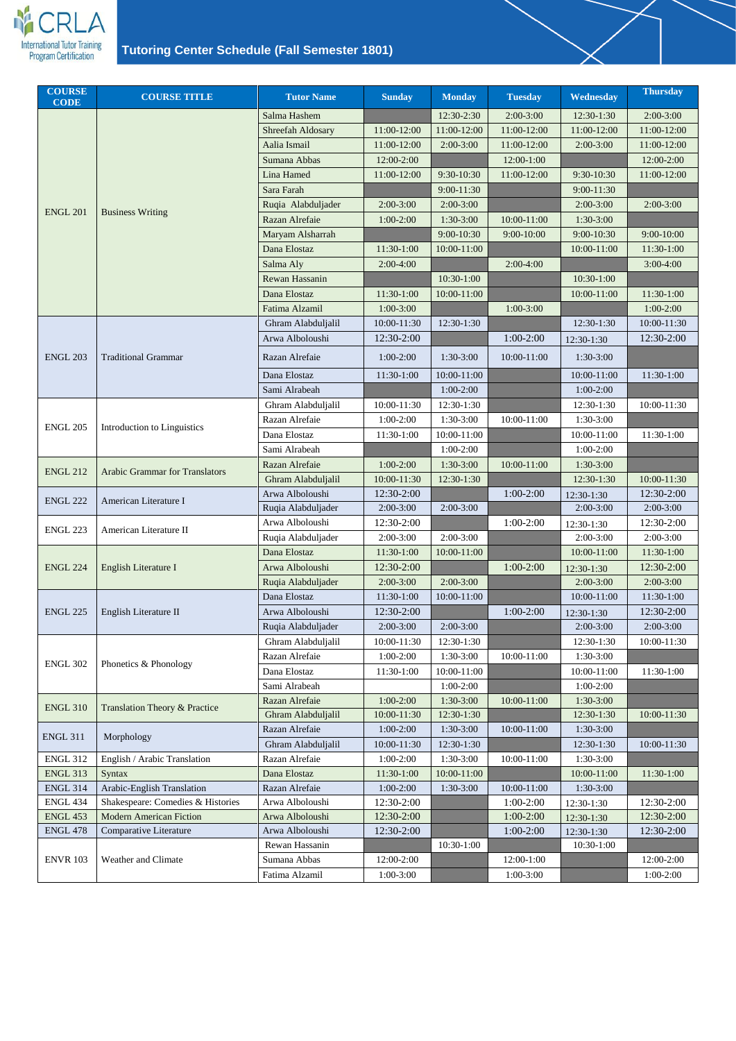CRLA International Tutor Training Program Certification

# Tutoring Center Schedule (Fall Semester 1801)

| COURSE CODE | COURSE TITLE | Tutor Name | Sunday | Monday | Tuesday | Wednesday | Thursday |
|---|---|---|---|---|---|---|---|
| ENGL 201 | Business Writing | Salma Hashem | | 12:30-2:30 | 2:00-3:00 | 12:30-1:30 | 2:00-3:00 |
| | | Shreefah Aldosary | 11:00-12:00 | 11:00-12:00 | 11:00-12:00 | 11:00-12:00 | 11:00-12:00 |
| | | Aalia Ismail | 11:00-12:00 | 2:00-3:00 | 11:00-12:00 | 2:00-3:00 | 11:00-12:00 |
| | | Sumana Abbas | 12:00-2:00 | | 12:00-1:00 | | 12:00-2:00 |
| | | Lina Hamed | 11:00-12:00 | 9:30-10:30 | 11:00-12:00 | 9:30-10:30 | 11:00-12:00 |
| | | Sara Farah | | 9:00-11:30 | | 9:00-11:30 | |
| | | Ruqia Alabduljader | 2:00-3:00 | 2:00-3:00 | | 2:00-3:00 | 2:00-3:00 |
| | | Razan Alrefaie | 1:00-2:00 | 1:30-3:00 | 10:00-11:00 | 1:30-3:00 | |
| | | Maryam Alsharrah | | 9:00-10:30 | 9:00-10:00 | 9:00-10:30 | 9:00-10:00 |
| | | Dana Elostaz | 11:30-1:00 | 10:00-11:00 | | 10:00-11:00 | 11:30-1:00 |
| | | Salma Aly | 2:00-4:00 | | 2:00-4:00 | | 3:00-4:00 |
| | | Rewan Hassanin | | 10:30-1:00 | | 10:30-1:00 | |
| | | Dana Elostaz | 11:30-1:00 | 10:00-11:00 | | 10:00-11:00 | 11:30-1:00 |
| | | Fatima Alzamil | 1:00-3:00 | | 1:00-3:00 | | 1:00-2:00 |
| ENGL 203 | Traditional Grammar | Ghram Alabduljalil | 10:00-11:30 | 12:30-1:30 | | 12:30-1:30 | 10:00-11:30 |
| | | Arwa Alboloushi | 12:30-2:00 | | 1:00-2:00 | 12:30-1:30 | 12:30-2:00 |
| | | Razan Alrefaie | 1:00-2:00 | 1:30-3:00 | 10:00-11:00 | 1:30-3:00 | |
| | | Dana Elostaz | 11:30-1:00 | 10:00-11:00 | | 10:00-11:00 | 11:30-1:00 |
| | | Sami Alrabeah | | 1:00-2:00 | | 1:00-2:00 | |
| ENGL 205 | Introduction to Linguistics | Ghram Alabduljalil | 10:00-11:30 | 12:30-1:30 | | 12:30-1:30 | 10:00-11:30 |
| | | Razan Alrefaie | 1:00-2:00 | 1:30-3:00 | 10:00-11:00 | 1:30-3:00 | |
| | | Dana Elostaz | 11:30-1:00 | 10:00-11:00 | | 10:00-11:00 | 11:30-1:00 |
| | | Sami Alrabeah | | 1:00-2:00 | | 1:00-2:00 | |
| ENGL 212 | Arabic Grammar for Translators | Razan Alrefaie | 1:00-2:00 | 1:30-3:00 | 10:00-11:00 | 1:30-3:00 | |
| | | Ghram Alabduljalil | 10:00-11:30 | 12:30-1:30 | | 12:30-1:30 | 10:00-11:30 |
| ENGL 222 | American Literature I | Arwa Alboloushi | 12:30-2:00 | | 1:00-2:00 | 12:30-1:30 | 12:30-2:00 |
| | | Ruqia Alabduljader | 2:00-3:00 | 2:00-3:00 | | 2:00-3:00 | 2:00-3:00 |
| ENGL 223 | American Literature II | Arwa Alboloushi | 12:30-2:00 | | 1:00-2:00 | 12:30-1:30 | 12:30-2:00 |
| | | Ruqia Alabduljader | 2:00-3:00 | 2:00-3:00 | | 2:00-3:00 | 2:00-3:00 |
| ENGL 224 | English Literature I | Dana Elostaz | 11:30-1:00 | 10:00-11:00 | | 10:00-11:00 | 11:30-1:00 |
| | | Arwa Alboloushi | 12:30-2:00 | | 1:00-2:00 | 12:30-1:30 | 12:30-2:00 |
| | | Ruqia Alabduljader | 2:00-3:00 | 2:00-3:00 | | 2:00-3:00 | 2:00-3:00 |
| ENGL 225 | English Literature II | Dana Elostaz | 11:30-1:00 | 10:00-11:00 | | 10:00-11:00 | 11:30-1:00 |
| | | Arwa Alboloushi | 12:30-2:00 | | 1:00-2:00 | 12:30-1:30 | 12:30-2:00 |
| | | Ruqia Alabduljader | 2:00-3:00 | 2:00-3:00 | | 2:00-3:00 | 2:00-3:00 |
| ENGL 302 | Phonetics & Phonology | Ghram Alabduljalil | 10:00-11:30 | 12:30-1:30 | | 12:30-1:30 | 10:00-11:30 |
| | | Razan Alrefaie | 1:00-2:00 | 1:30-3:00 | 10:00-11:00 | 1:30-3:00 | |
| | | Dana Elostaz | 11:30-1:00 | 10:00-11:00 | | 10:00-11:00 | 11:30-1:00 |
| | | Sami Alrabeah | | 1:00-2:00 | | 1:00-2:00 | |
| ENGL 310 | Translation Theory & Practice | Razan Alrefaie | 1:00-2:00 | 1:30-3:00 | 10:00-11:00 | 1:30-3:00 | |
| | | Ghram Alabduljalil | 10:00-11:30 | 12:30-1:30 | | 12:30-1:30 | 10:00-11:30 |
| ENGL 311 | Morphology | Razan Alrefaie | 1:00-2:00 | 1:30-3:00 | 10:00-11:00 | 1:30-3:00 | |
| | | Ghram Alabduljalil | 10:00-11:30 | 12:30-1:30 | | 12:30-1:30 | 10:00-11:30 |
| ENGL 312 | English / Arabic Translation | Razan Alrefaie | 1:00-2:00 | 1:30-3:00 | 10:00-11:00 | 1:30-3:00 | |
| ENGL 313 | Syntax | Dana Elostaz | 11:30-1:00 | 10:00-11:00 | | 10:00-11:00 | 11:30-1:00 |
| ENGL 314 | Arabic-English Translation | Razan Alrefaie | 1:00-2:00 | 1:30-3:00 | 10:00-11:00 | 1:30-3:00 | |
| ENGL 434 | Shakespeare: Comedies & Histories | Arwa Alboloushi | 12:30-2:00 | | 1:00-2:00 | 12:30-1:30 | 12:30-2:00 |
| ENGL 453 | Modern American Fiction | Arwa Alboloushi | 12:30-2:00 | | 1:00-2:00 | 12:30-1:30 | 12:30-2:00 |
| ENGL 478 | Comparative Literature | Arwa Alboloushi | 12:30-2:00 | | 1:00-2:00 | 12:30-1:30 | 12:30-2:00 |
| ENVR 103 | Weather and Climate | Rewan Hassanin | | 10:30-1:00 | | 10:30-1:00 | |
| | | Sumana Abbas | 12:00-2:00 | | 12:00-1:00 | | 12:00-2:00 |
| | | Fatima Alzamil | 1:00-3:00 | | 1:00-3:00 | | 1:00-2:00 |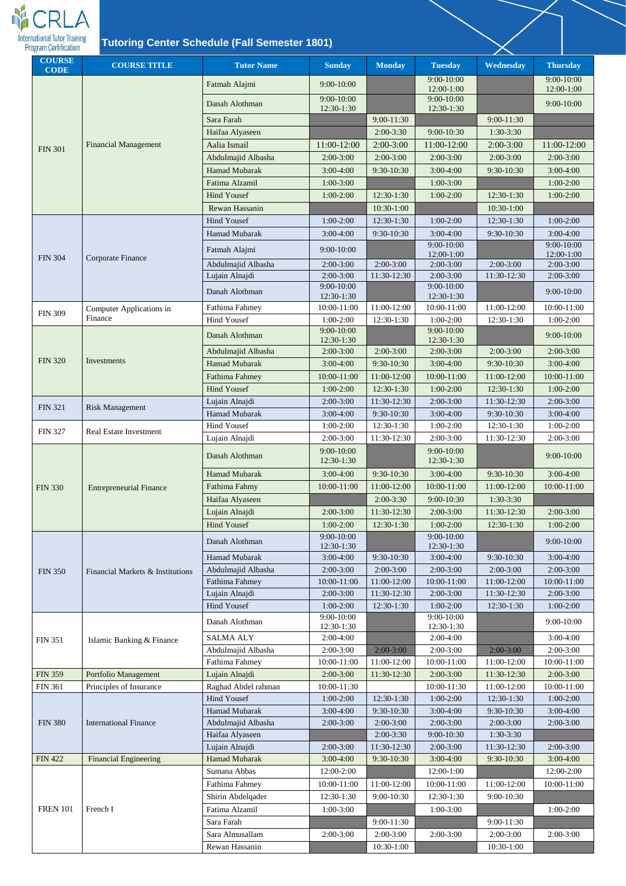# Tutoring Center Schedule (Fall Semester 1801)

| COURSE CODE | COURSE TITLE | Tutor Name | Sunday | Monday | Tuesday | Wednesday | Thursday |
|---|---|---|---|---|---|---|---|
| FIN 301 | Financial Management | Fatmah Alajmi | 9:00-10:00 | | 9:00-10:00 12:00-1:00 | | 9:00-10:00 12:00-1:00 |
| | | Danah Alothman | 9:00-10:00 12:30-1:30 | | 9:00-10:00 12:30-1:30 | | 9:00-10:00 |
| | | Sara Farah | | 9:00-11:30 | | 9:00-11:30 | |
| | | Haifaa Alyaseen | | 2:00-3:30 | 9:00-10:30 | 1:30-3:30 | |
| | | Aalia Ismail | 11:00-12:00 | 2:00-3:00 | 11:00-12:00 | 2:00-3:00 | 11:00-12:00 |
| | | Abdulmajid Albasha | 2:00-3:00 | 2:00-3:00 | 2:00-3:00 | 2:00-3:00 | 2:00-3:00 |
| | | Hamad Mubarak | 3:00-4:00 | 9:30-10:30 | 3:00-4:00 | 9:30-10:30 | 3:00-4:00 |
| | | Fatima Alzamil | 1:00-3:00 | | 1:00-3:00 | | 1:00-2:00 |
| | | Hind Yousef | 1:00-2:00 | 12:30-1:30 | 1:00-2:00 | 12:30-1:30 | 1:00-2:00 |
| | | Rewan Hassanin | | 10:30-1:00 | | 10:30-1:00 | |
| FIN 304 | Corporate Finance | Hind Yousef | 1:00-2:00 | 12:30-1:30 | 1:00-2:00 | 12:30-1:30 | 1:00-2:00 |
| | | Hamad Mubarak | 3:00-4:00 | 9:30-10:30 | 3:00-4:00 | 9:30-10:30 | 3:00-4:00 |
| | | Fatmah Alajmi | 9:00-10:00 | | 9:00-10:00 12:00-1:00 | | 9:00-10:00 12:00-1:00 |
| | | Abdulmajid Albasha | 2:00-3:00 | 2:00-3:00 | 2:00-3:00 | 2:00-3:00 | 2:00-3:00 |
| | | Lujain Alnajdi | 2:00-3:00 | 11:30-12:30 | 2:00-3:00 | 11:30-12:30 | 2:00-3:00 |
| | | Danah Alothman | 9:00-10:00 12:30-1:30 | | 9:00-10:00 12:30-1:30 | | 9:00-10:00 |
| FIN 309 | Computer Applications in Finance | Fathima Fahmey | 10:00-11:00 | 11:00-12:00 | 10:00-11:00 | 11:00-12:00 | 10:00-11:00 |
| | | Hind Yousef | 1:00-2:00 | 12:30-1:30 | 1:00-2:00 | 12:30-1:30 | 1:00-2:00 |
| FIN 320 | Investments | Danah Alothman | 9:00-10:00 12:30-1:30 | | 9:00-10:00 12:30-1:30 | | 9:00-10:00 |
| | | Abdulmajid Albasha | 2:00-3:00 | 2:00-3:00 | 2:00-3:00 | 2:00-3:00 | 2:00-3:00 |
| | | Hamad Mubarak | 3:00-4:00 | 9:30-10:30 | 3:00-4:00 | 9:30-10:30 | 3:00-4:00 |
| | | Fathima Fahmey | 10:00-11:00 | 11:00-12:00 | 10:00-11:00 | 11:00-12:00 | 10:00-11:00 |
| | | Hind Yousef | 1:00-2:00 | 12:30-1:30 | 1:00-2:00 | 12:30-1:30 | 1:00-2:00 |
| FIN 321 | Risk Management | Lujain Alnajdi | 2:00-3:00 | 11:30-12:30 | 2:00-3:00 | 11:30-12:30 | 2:00-3:00 |
| | | Hamad Mubarak | 3:00-4:00 | 9:30-10:30 | 3:00-4:00 | 9:30-10:30 | 3:00-4:00 |
| FIN 327 | Real Estate Investment | Hind Yousef | 1:00-2:00 | 12:30-1:30 | 1:00-2:00 | 12:30-1:30 | 1:00-2:00 |
| | | Lujain Alnajdi | 2:00-3:00 | 11:30-12:30 | 2:00-3:00 | 11:30-12:30 | 2:00-3:00 |
| FIN 330 | Entrepreneurial Finance | Danah Alothman | 9:00-10:00 12:30-1:30 | | 9:00-10:00 12:30-1:30 | | 9:00-10:00 |
| | | Hamad Mubarak | 3:00-4:00 | 9:30-10:30 | 3:00-4:00 | 9:30-10:30 | 3:00-4:00 |
| | | Fathima Fahmy | 10:00-11:00 | 11:00-12:00 | 10:00-11:00 | 11:00-12:00 | 10:00-11:00 |
| | | Haifaa Alyaseen | | 2:00-3:30 | 9:00-10:30 | 1:30-3:30 | |
| | | Lujain Alnajdi | 2:00-3:00 | 11:30-12:30 | 2:00-3:00 | 11:30-12:30 | 2:00-3:00 |
| | | Hind Yousef | 1:00-2:00 | 12:30-1:30 | 1:00-2:00 | 12:30-1:30 | 1:00-2:00 |
| FIN 350 | Financial Markets & Institutions | Danah Alothman | 9:00-10:00 12:30-1:30 | | 9:00-10:00 12:30-1:30 | | 9:00-10:00 |
| | | Hamad Mubarak | 3:00-4:00 | 9:30-10:30 | 3:00-4:00 | 9:30-10:30 | 3:00-4:00 |
| | | Abdulmajid Albasha | 2:00-3:00 | 2:00-3:00 | 2:00-3:00 | 2:00-3:00 | 2:00-3:00 |
| | | Fathima Fahmey | 10:00-11:00 | 11:00-12:00 | 10:00-11:00 | 11:00-12:00 | 10:00-11:00 |
| | | Lujain Alnajdi | 2:00-3:00 | 11:30-12:30 | 2:00-3:00 | 11:30-12:30 | 2:00-3:00 |
| | | Hind Yousef | 1:00-2:00 | 12:30-1:30 | 1:00-2:00 | 12:30-1:30 | 1:00-2:00 |
| FIN 351 | Islamic Banking & Finance | Danah Alothman | 9:00-10:00 12:30-1:30 | | 9:00-10:00 12:30-1:30 | | 9:00-10:00 |
| | | SALMA ALY | 2:00-4:00 | | 2:00-4:00 | | 3:00-4:00 |
| | | Abdulmajid Albasha | 2:00-3:00 | 2:00-3:00 | 2:00-3:00 | 2:00-3:00 | 2:00-3:00 |
| | | Fathima Fahmey | 10:00-11:00 | 11:00-12:00 | 10:00-11:00 | 11:00-12:00 | 10:00-11:00 |
| FIN 359 | Portfolio Management | Lujain Alnajdi | 2:00-3:00 | 11:30-12:30 | 2:00-3:00 | 11:30-12:30 | 2:00-3:00 |
| FIN 361 | Principles of Insurance | Raghad Abdel rahman | 10:00-11:30 | | 10:00-11:30 | 11:00-12:00 | 10:00-11:00 |
| FIN 380 | International Finance | Hind Yousef | 1:00-2:00 | 12:30-1:30 | 1:00-2:00 | 12:30-1:30 | 1:00-2:00 |
| | | Hamad Mubarak | 3:00-4:00 | 9:30-10:30 | 3:00-4:00 | 9:30-10:30 | 3:00-4:00 |
| | | Abdulmajid Albasha | 2:00-3:00 | 2:00-3:00 | 2:00-3:00 | 2:00-3:00 | 2:00-3:00 |
| | | Haifaa Alyaseen | | 2:00-3:30 | 9:00-10:30 | 1:30-3:30 | |
| | | Lujain Alnajdi | 2:00-3:00 | 11:30-12:30 | 2:00-3:00 | 11:30-12:30 | 2:00-3:00 |
| FIN 422 | Financial Engineering | Hamad Mubarak | 3:00-4:00 | 9:30-10:30 | 3:00-4:00 | 9:30-10:30 | 3:00-4:00 |
| FREN 101 | French I | Sumana Abbas | 12:00-2:00 | | 12:00-1:00 | | 12:00-2:00 |
| | | Fathima Fahmey | 10:00-11:00 | 11:00-12:00 | 10:00-11:00 | 11:00-12:00 | 10:00-11:00 |
| | | Shirin Abdelqader | 12:30-1:30 | 9:00-10:30 | 12:30-1:30 | 9:00-10:30 | |
| | | Fatima Alzamil | 1:00-3:00 | | 1:00-3:00 | | 1:00-2:00 |
| | | Sara Farah | | 9:00-11:30 | | 9:00-11:30 | |
| | | Sara Almusallam | 2:00-3:00 | 2:00-3:00 | 2:00-3:00 | 2:00-3:00 | 2:00-3:00 |
| | | Rewan Hassanin | | 10:30-1:00 | | 10:30-1:00 | |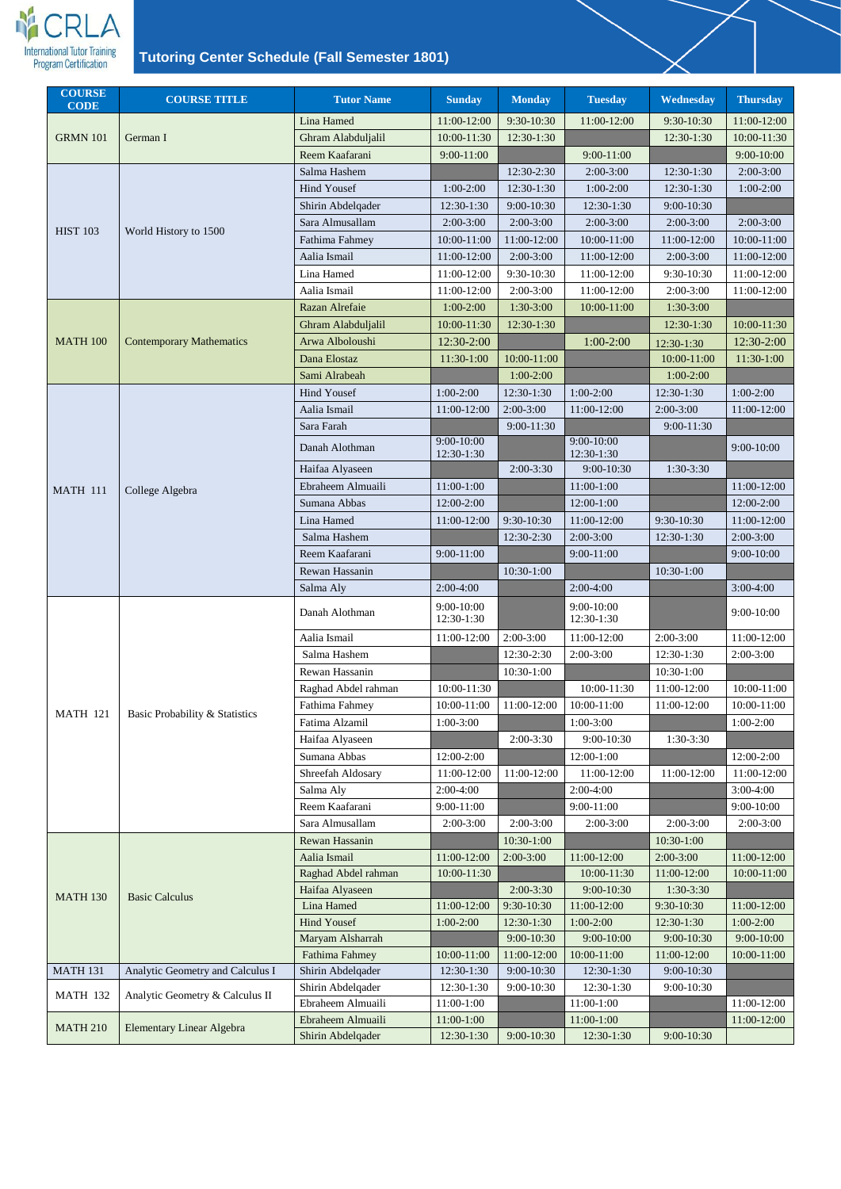CRLA International Tutor Training Program Certification

# Tutoring Center Schedule (Fall Semester 1801)

| COURSE CODE | COURSE TITLE | Tutor Name | Sunday | Monday | Tuesday | Wednesday | Thursday |
|---|---|---|---|---|---|---|---|
| GRMN 101 | German I | Lina Hamed | 11:00-12:00 | 9:30-10:30 | 11:00-12:00 | 9:30-10:30 | 11:00-12:00 |
| | | Ghram Alabduljalil | 10:00-11:30 | 12:30-1:30 | | 12:30-1:30 | 10:00-11:30 |
| | | Reem Kaafarani | 9:00-11:00 | | 9:00-11:00 | | 9:00-10:00 |
| HIST 103 | World History to 1500 | Salma Hashem | | 12:30-2:30 | 2:00-3:00 | 12:30-1:30 | 2:00-3:00 |
| | | Hind Yousef | 1:00-2:00 | 12:30-1:30 | 1:00-2:00 | 12:30-1:30 | 1:00-2:00 |
| | | Shirin Abdelqader | 12:30-1:30 | 9:00-10:30 | 12:30-1:30 | 9:00-10:30 | |
| | | Sara Almusallam | 2:00-3:00 | 2:00-3:00 | 2:00-3:00 | 2:00-3:00 | 2:00-3:00 |
| | | Fathima Fahmey | 10:00-11:00 | 11:00-12:00 | 10:00-11:00 | 11:00-12:00 | 10:00-11:00 |
| | | Aalia Ismail | 11:00-12:00 | 2:00-3:00 | 11:00-12:00 | 2:00-3:00 | 11:00-12:00 |
| | | Lina Hamed | 11:00-12:00 | 9:30-10:30 | 11:00-12:00 | 9:30-10:30 | 11:00-12:00 |
| | | Aalia Ismail | 11:00-12:00 | 2:00-3:00 | 11:00-12:00 | 2:00-3:00 | 11:00-12:00 |
| MATH 100 | Contemporary Mathematics | Razan Alrefaie | 1:00-2:00 | 1:30-3:00 | 10:00-11:00 | 1:30-3:00 | |
| | | Ghram Alabduljalil | 10:00-11:30 | 12:30-1:30 | | 12:30-1:30 | 10:00-11:30 |
| | | Arwa Alboloushi | 12:30-2:00 | | 1:00-2:00 | 12:30-1:30 | 12:30-2:00 |
| | | Dana Elostaz | 11:30-1:00 | 10:00-11:00 | | 10:00-11:00 | 11:30-1:00 |
| | | Sami Alrabeah | | 1:00-2:00 | | 1:00-2:00 | |
| MATH 111 | College Algebra | Hind Yousef | 1:00-2:00 | 12:30-1:30 | 1:00-2:00 | 12:30-1:30 | 1:00-2:00 |
| | | Aalia Ismail | 11:00-12:00 | 2:00-3:00 | 11:00-12:00 | 2:00-3:00 | 11:00-12:00 |
| | | Sara Farah | | 9:00-11:30 | | 9:00-11:30 | |
| | | Danah Alothman | 9:00-10:00 12:30-1:30 | | 9:00-10:00 12:30-1:30 | | 9:00-10:00 |
| | | Haifaa Alyaseen | | 2:00-3:30 | 9:00-10:30 | 1:30-3:30 | |
| | | Ebraheem Almuaili | 11:00-1:00 | | 11:00-1:00 | | 11:00-12:00 |
| | | Sumana Abbas | 12:00-2:00 | | 12:00-1:00 | | 12:00-2:00 |
| | | Lina Hamed | 11:00-12:00 | 9:30-10:30 | 11:00-12:00 | 9:30-10:30 | 11:00-12:00 |
| | | Salma Hashem | | 12:30-2:30 | 2:00-3:00 | 12:30-1:30 | 2:00-3:00 |
| | | Reem Kaafarani | 9:00-11:00 | | 9:00-11:00 | | 9:00-10:00 |
| | | Rewan Hassanin | | 10:30-1:00 | | 10:30-1:00 | |
| | | Salma Aly | 2:00-4:00 | | 2:00-4:00 | | 3:00-4:00 |
| MATH 121 | Basic Probability & Statistics | Danah Alothman | 9:00-10:00 12:30-1:30 | | 9:00-10:00 12:30-1:30 | | 9:00-10:00 |
| | | Aalia Ismail | 11:00-12:00 | 2:00-3:00 | 11:00-12:00 | 2:00-3:00 | 11:00-12:00 |
| | | Salma Hashem | | 12:30-2:30 | 2:00-3:00 | 12:30-1:30 | 2:00-3:00 |
| | | Rewan Hassanin | | 10:30-1:00 | | 10:30-1:00 | |
| | | Raghad Abdel rahman | 10:00-11:30 | | 10:00-11:30 | 11:00-12:00 | 10:00-11:00 |
| | | Fathima Fahmey | 10:00-11:00 | 11:00-12:00 | 10:00-11:00 | 11:00-12:00 | 10:00-11:00 |
| | | Fatima Alzamil | 1:00-3:00 | | 1:00-3:00 | | 1:00-2:00 |
| | | Haifaa Alyaseen | | 2:00-3:30 | 9:00-10:30 | 1:30-3:30 | |
| | | Sumana Abbas | 12:00-2:00 | | 12:00-1:00 | | 12:00-2:00 |
| | | Shreefah Aldosary | 11:00-12:00 | 11:00-12:00 | 11:00-12:00 | 11:00-12:00 | 11:00-12:00 |
| | | Salma Aly | 2:00-4:00 | | 2:00-4:00 | | 3:00-4:00 |
| | | Reem Kaafarani | 9:00-11:00 | | 9:00-11:00 | | 9:00-10:00 |
| | | Sara Almusallam | 2:00-3:00 | 2:00-3:00 | 2:00-3:00 | 2:00-3:00 | 2:00-3:00 |
| MATH 130 | Basic Calculus | Rewan Hassanin | | 10:30-1:00 | | 10:30-1:00 | |
| | | Aalia Ismail | 11:00-12:00 | 2:00-3:00 | 11:00-12:00 | 2:00-3:00 | 11:00-12:00 |
| | | Raghad Abdel rahman | 10:00-11:30 | | 10:00-11:30 | 11:00-12:00 | 10:00-11:00 |
| | | Haifaa Alyaseen | | 2:00-3:30 | 9:00-10:30 | 1:30-3:30 | |
| | | Lina Hamed | 11:00-12:00 | 9:30-10:30 | 11:00-12:00 | 9:30-10:30 | 11:00-12:00 |
| | | Hind Yousef | 1:00-2:00 | 12:30-1:30 | 1:00-2:00 | 12:30-1:30 | 1:00-2:00 |
| | | Maryam Alsharrah | | 9:00-10:30 | 9:00-10:00 | 9:00-10:30 | 9:00-10:00 |
| | | Fathima Fahmey | 10:00-11:00 | 11:00-12:00 | 10:00-11:00 | 11:00-12:00 | 10:00-11:00 |
| MATH 131 | Analytic Geometry and Calculus I | Shirin Abdelqader | 12:30-1:30 | 9:00-10:30 | 12:30-1:30 | 9:00-10:30 | |
| MATH 132 | Analytic Geometry & Calculus II | Shirin Abdelqader | 12:30-1:30 | 9:00-10:30 | 12:30-1:30 | 9:00-10:30 | |
| | | Ebraheem Almuaili | 11:00-1:00 | | 11:00-1:00 | | 11:00-12:00 |
| MATH 210 | Elementary Linear Algebra | Ebraheem Almuaili | 11:00-1:00 | | 11:00-1:00 | | 11:00-12:00 |
| | | Shirin Abdelqader | 12:30-1:30 | 9:00-10:30 | 12:30-1:30 | 9:00-10:30 | |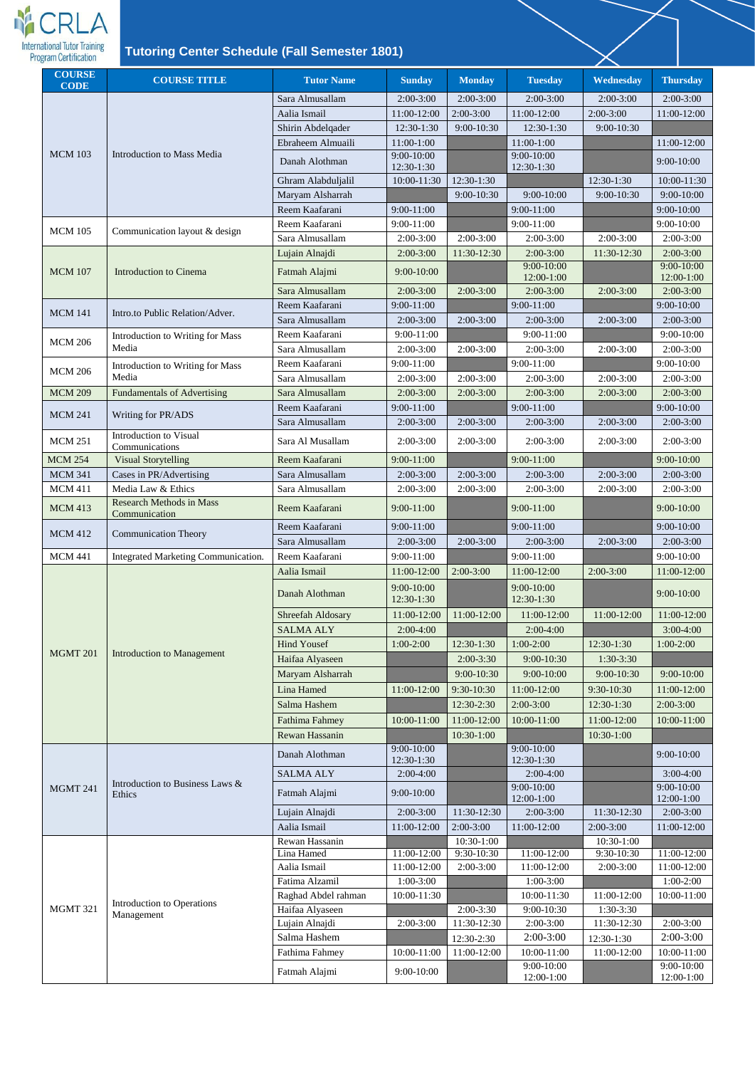## Tutoring Center Schedule (Fall Semester 1801)

| COURSE CODE | COURSE TITLE | Tutor Name | Sunday | Monday | Tuesday | Wednesday | Thursday |
|---|---|---|---|---|---|---|---|
| MCM 103 | Introduction to Mass Media | Sara Almusallam | 2:00-3:00 | 2:00-3:00 | 2:00-3:00 | 2:00-3:00 | 2:00-3:00 |
| | | Aalia Ismail | 11:00-12:00 | 2:00-3:00 | 11:00-12:00 | 2:00-3:00 | 11:00-12:00 |
| | | Shirin Abdelqader | 12:30-1:30 | 9:00-10:30 | 12:30-1:30 | 9:00-10:30 | |
| | | Ebraheem Almuaili | 11:00-1:00 | | 11:00-1:00 | | 11:00-12:00 |
| | | Danah Alothman | 9:00-10:00 12:30-1:30 | | 9:00-10:00 12:30-1:30 | | 9:00-10:00 |
| | | Ghram Alabduljalil | 10:00-11:30 | 12:30-1:30 | | 12:30-1:30 | 10:00-11:30 |
| | | Maryam Alsharrah | | 9:00-10:30 | 9:00-10:00 | 9:00-10:30 | 9:00-10:00 |
| | | Reem Kaafarani | 9:00-11:00 | | 9:00-11:00 | | 9:00-10:00 |
| MCM 105 | Communication layout & design | Reem Kaafarani | 9:00-11:00 | | 9:00-11:00 | | 9:00-10:00 |
| | | Sara Almusallam | 2:00-3:00 | 2:00-3:00 | 2:00-3:00 | 2:00-3:00 | 2:00-3:00 |
| MCM 107 | Introduction to Cinema | Lujain Alnajdi | 2:00-3:00 | 11:30-12:30 | 2:00-3:00 | 11:30-12:30 | 2:00-3:00 |
| | | Fatmah Alajmi | 9:00-10:00 | | 9:00-10:00 12:00-1:00 | | 9:00-10:00 12:00-1:00 |
| | | Sara Almusallam | 2:00-3:00 | 2:00-3:00 | 2:00-3:00 | 2:00-3:00 | 2:00-3:00 |
| MCM 141 | Intro.to Public Relation/Adver. | Reem Kaafarani | 9:00-11:00 | | 9:00-11:00 | | 9:00-10:00 |
| | | Sara Almusallam | 2:00-3:00 | 2:00-3:00 | 2:00-3:00 | 2:00-3:00 | 2:00-3:00 |
| MCM 206 | Introduction to Writing for Mass Media | Reem Kaafarani | 9:00-11:00 | | 9:00-11:00 | | 9:00-10:00 |
| | | Sara Almusallam | 2:00-3:00 | 2:00-3:00 | 2:00-3:00 | 2:00-3:00 | 2:00-3:00 |
| MCM 206 | Introduction to Writing for Mass Media | Reem Kaafarani | 9:00-11:00 | | 9:00-11:00 | | 9:00-10:00 |
| | | Sara Almusallam | 2:00-3:00 | 2:00-3:00 | 2:00-3:00 | 2:00-3:00 | 2:00-3:00 |
| MCM 209 | Fundamentals of Advertising | Sara Almusallam | 2:00-3:00 | 2:00-3:00 | 2:00-3:00 | 2:00-3:00 | 2:00-3:00 |
| MCM 241 | Writing for PR/ADS | Reem Kaafarani | 9:00-11:00 | | 9:00-11:00 | | 9:00-10:00 |
| | | Sara Almusallam | 2:00-3:00 | 2:00-3:00 | 2:00-3:00 | 2:00-3:00 | 2:00-3:00 |
| MCM 251 | Introduction to Visual Communications | Sara Al Musallam | 2:00-3:00 | 2:00-3:00 | 2:00-3:00 | 2:00-3:00 | 2:00-3:00 |
| MCM 254 | Visual Storytelling | Reem Kaafarani | 9:00-11:00 | | 9:00-11:00 | | 9:00-10:00 |
| MCM 341 | Cases in PR/Advertising | Sara Almusallam | 2:00-3:00 | 2:00-3:00 | 2:00-3:00 | 2:00-3:00 | 2:00-3:00 |
| MCM 411 | Media Law & Ethics | Sara Almusallam | 2:00-3:00 | 2:00-3:00 | 2:00-3:00 | 2:00-3:00 | 2:00-3:00 |
| MCM 413 | Research Methods in Mass Communication | Reem Kaafarani | 9:00-11:00 | | 9:00-11:00 | | 9:00-10:00 |
| MCM 412 | Communication Theory | Reem Kaafarani | 9:00-11:00 | | 9:00-11:00 | | 9:00-10:00 |
| | | Sara Almusallam | 2:00-3:00 | 2:00-3:00 | 2:00-3:00 | 2:00-3:00 | 2:00-3:00 |
| MCM 441 | Integrated Marketing Communication. | Reem Kaafarani | 9:00-11:00 | | 9:00-11:00 | | 9:00-10:00 |
| MGMT 201 | Introduction to Management | Aalia Ismail | 11:00-12:00 | 2:00-3:00 | 11:00-12:00 | 2:00-3:00 | 11:00-12:00 |
| | | Danah Alothman | 9:00-10:00 12:30-1:30 | | 9:00-10:00 12:30-1:30 | | 9:00-10:00 |
| | | Shreefah Aldosary | 11:00-12:00 | 11:00-12:00 | 11:00-12:00 | 11:00-12:00 | 11:00-12:00 |
| | | SALMA ALY | 2:00-4:00 | | 2:00-4:00 | | 3:00-4:00 |
| | | Hind Yousef | 1:00-2:00 | 12:30-1:30 | 1:00-2:00 | 12:30-1:30 | 1:00-2:00 |
| | | Haifaa Alyaseen | | 2:00-3:30 | 9:00-10:30 | 1:30-3:30 | |
| | | Maryam Alsharrah | | 9:00-10:30 | 9:00-10:00 | 9:00-10:30 | 9:00-10:00 |
| | | Lina Hamed | 11:00-12:00 | 9:30-10:30 | 11:00-12:00 | 9:30-10:30 | 11:00-12:00 |
| | | Salma Hashem | | 12:30-2:30 | 2:00-3:00 | 12:30-1:30 | 2:00-3:00 |
| | | Fathima Fahmey | 10:00-11:00 | 11:00-12:00 | 10:00-11:00 | 11:00-12:00 | 10:00-11:00 |
| | | Rewan Hassanin | | 10:30-1:00 | | 10:30-1:00 | |
| MGMT 241 | Introduction to Business Laws & Ethics | Danah Alothman | 9:00-10:00 12:30-1:30 | | 9:00-10:00 12:30-1:30 | | 9:00-10:00 |
| | | SALMA ALY | 2:00-4:00 | | 2:00-4:00 | | 3:00-4:00 |
| | | Fatmah Alajmi | 9:00-10:00 | | 9:00-10:00 12:00-1:00 | | 9:00-10:00 12:00-1:00 |
| | | Lujain Alnajdi | 2:00-3:00 | 11:30-12:30 | 2:00-3:00 | 11:30-12:30 | 2:00-3:00 |
| | | Aalia Ismail | 11:00-12:00 | 2:00-3:00 | 11:00-12:00 | 2:00-3:00 | 11:00-12:00 |
| MGMT 321 | Introduction to Operations Management | Rewan Hassanin | | 10:30-1:00 | | 10:30-1:00 | |
| | | Lina Hamed | 11:00-12:00 | 9:30-10:30 | 11:00-12:00 | 9:30-10:30 | 11:00-12:00 |
| | | Aalia Ismail | 11:00-12:00 | 2:00-3:00 | 11:00-12:00 | 2:00-3:00 | 11:00-12:00 |
| | | Fatima Alzamil | 1:00-3:00 | | 1:00-3:00 | | 1:00-2:00 |
| | | Raghad Abdel rahman | 10:00-11:30 | | 10:00-11:30 | 11:00-12:00 | 10:00-11:00 |
| | | Haifaa Alyaseen | | 2:00-3:30 | 9:00-10:30 | 1:30-3:30 | |
| | | Lujain Alnajdi | 2:00-3:00 | 11:30-12:30 | 2:00-3:00 | 11:30-12:30 | 2:00-3:00 |
| | | Salma Hashem | | 12:30-2:30 | 2:00-3:00 | 12:30-1:30 | 2:00-3:00 |
| | | Fathima Fahmey | 10:00-11:00 | 11:00-12:00 | 10:00-11:00 | 11:00-12:00 | 10:00-11:00 |
| | | Fatmah Alajmi | 9:00-10:00 | | 9:00-10:00 12:00-1:00 | | 9:00-10:00 12:00-1:00 |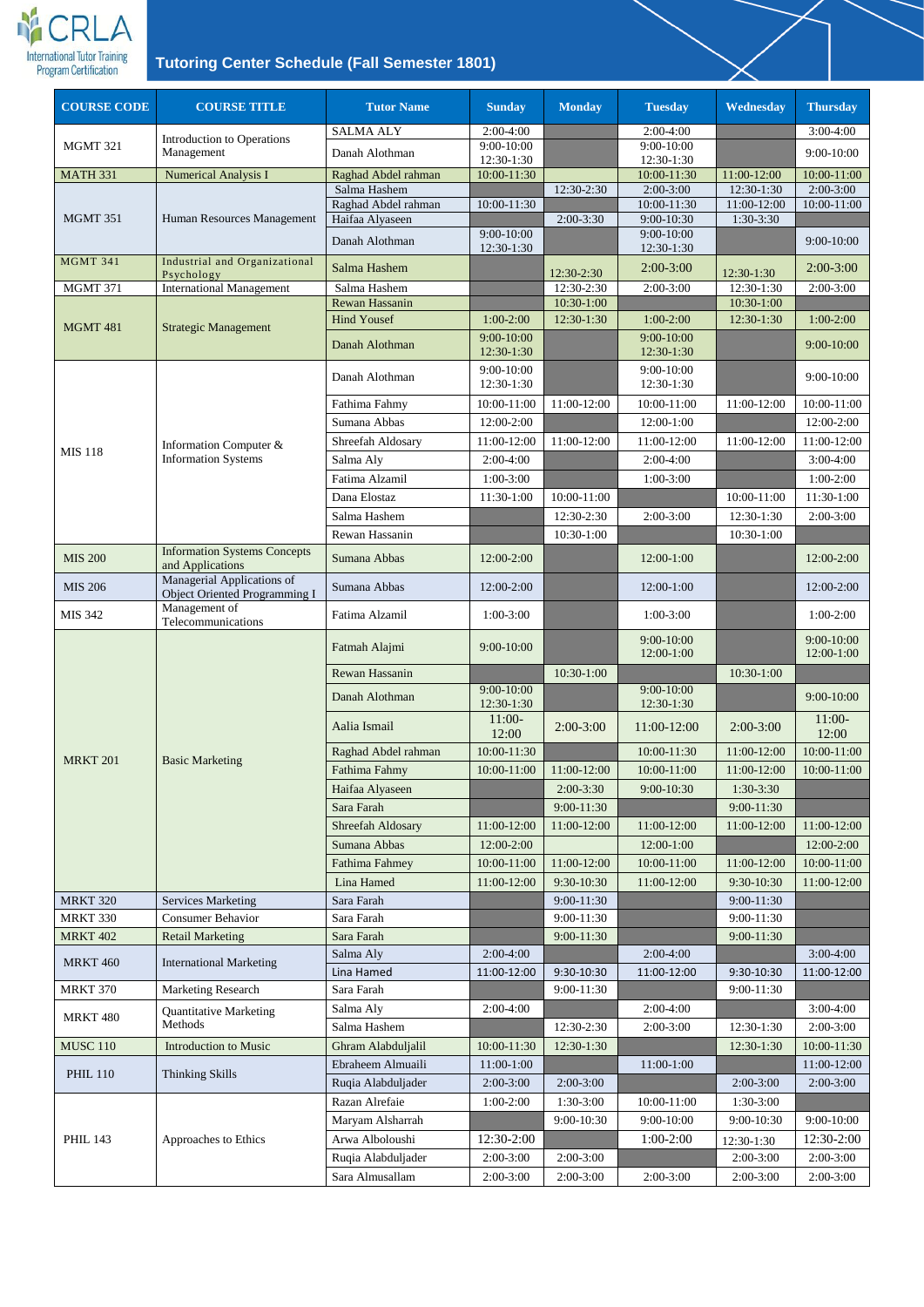# Tutoring Center Schedule (Fall Semester 1801)

| COURSE CODE | COURSE TITLE | Tutor Name | Sunday | Monday | Tuesday | Wednesday | Thursday |
|---|---|---|---|---|---|---|---|
| MGMT 321 | Introduction to Operations Management | SALMA ALY | 2:00-4:00 | | 2:00-4:00 | | 3:00-4:00 |
| | | Danah Alothman | 9:00-10:00 12:30-1:30 | | 9:00-10:00 12:30-1:30 | | 9:00-10:00 |
| MATH 331 | Numerical Analysis I | Raghad Abdel rahman | 10:00-11:30 | | 10:00-11:30 | 11:00-12:00 | 10:00-11:00 |
| MGMT 351 | Human Resources Management | Salma Hashem | | 12:30-2:30 | 2:00-3:00 | 12:30-1:30 | 2:00-3:00 |
| | | Raghad Abdel rahman | 10:00-11:30 | | 10:00-11:30 | 11:00-12:00 | 10:00-11:00 |
| | | Haifaa Alyaseen | | 2:00-3:30 | 9:00-10:30 | 1:30-3:30 | |
| | | Danah Alothman | 9:00-10:00 12:30-1:30 | | 9:00-10:00 12:30-1:30 | | 9:00-10:00 |
| MGMT 341 | Industrial and Organizational Psychology | Salma Hashem | | 12:30-2:30 | 2:00-3:00 | 12:30-1:30 | 2:00-3:00 |
| MGMT 371 | International Management | Salma Hashem | | 12:30-2:30 | 2:00-3:00 | 12:30-1:30 | 2:00-3:00 |
| MGMT 481 | Strategic Management | Rewan Hassanin | | 10:30-1:00 | | 10:30-1:00 | |
| | | Hind Yousef | 1:00-2:00 | 12:30-1:30 | 1:00-2:00 | 12:30-1:30 | 1:00-2:00 |
| | | Danah Alothman | 9:00-10:00 12:30-1:30 | | 9:00-10:00 12:30-1:30 | | 9:00-10:00 |
| MIS 118 | Information Computer & Information Systems | Danah Alothman | 9:00-10:00 12:30-1:30 | | 9:00-10:00 12:30-1:30 | | 9:00-10:00 |
| | | Fathima Fahmy | 10:00-11:00 | 11:00-12:00 | 10:00-11:00 | 11:00-12:00 | 10:00-11:00 |
| | | Sumana Abbas | 12:00-2:00 | | 12:00-1:00 | | 12:00-2:00 |
| | | Shreefah Aldosary | 11:00-12:00 | 11:00-12:00 | 11:00-12:00 | 11:00-12:00 | 11:00-12:00 |
| | | Salma Aly | 2:00-4:00 | | 2:00-4:00 | | 3:00-4:00 |
| | | Fatima Alzamil | 1:00-3:00 | | 1:00-3:00 | | 1:00-2:00 |
| | | Dana Elostaz | 11:30-1:00 | 10:00-11:00 | | 10:00-11:00 | 11:30-1:00 |
| | | Salma Hashem | | 12:30-2:30 | 2:00-3:00 | 12:30-1:30 | 2:00-3:00 |
| | | Rewan Hassanin | | 10:30-1:00 | | 10:30-1:00 | |
| MIS 200 | Information Systems Concepts and Applications | Sumana Abbas | 12:00-2:00 | | 12:00-1:00 | | 12:00-2:00 |
| MIS 206 | Managerial Applications of Object Oriented Programming I | Sumana Abbas | 12:00-2:00 | | 12:00-1:00 | | 12:00-2:00 |
| MIS 342 | Management of Telecommunications | Fatima Alzamil | 1:00-3:00 | | 1:00-3:00 | | 1:00-2:00 |
| MRKT 201 | Basic Marketing | Fatmah Alajmi | 9:00-10:00 | | 9:00-10:00 12:00-1:00 | | 9:00-10:00 12:00-1:00 |
| | | Rewan Hassanin | | 10:30-1:00 | | 10:30-1:00 | |
| | | Danah Alothman | 9:00-10:00 12:30-1:30 | | 9:00-10:00 12:30-1:30 | | 9:00-10:00 |
| | | Aalia Ismail | 11:00-12:00 | 2:00-3:00 | 11:00-12:00 | 2:00-3:00 | 11:00-12:00 |
| | | Raghad Abdel rahman | 10:00-11:30 | | 10:00-11:30 | 11:00-12:00 | 10:00-11:00 |
| | | Fathima Fahmy | 10:00-11:00 | 11:00-12:00 | 10:00-11:00 | 11:00-12:00 | 10:00-11:00 |
| | | Haifaa Alyaseen | | 2:00-3:30 | 9:00-10:30 | 1:30-3:30 | |
| | | Sara Farah | | 9:00-11:30 | | 9:00-11:30 | |
| | | Shreefah Aldosary | 11:00-12:00 | 11:00-12:00 | 11:00-12:00 | 11:00-12:00 | 11:00-12:00 |
| | | Sumana Abbas | 12:00-2:00 | | 12:00-1:00 | | 12:00-2:00 |
| | | Fathima Fahmey | 10:00-11:00 | 11:00-12:00 | 10:00-11:00 | 11:00-12:00 | 10:00-11:00 |
| | | Lina Hamed | 11:00-12:00 | 9:30-10:30 | 11:00-12:00 | 9:30-10:30 | 11:00-12:00 |
| MRKT 320 | Services Marketing | Sara Farah | | 9:00-11:30 | | 9:00-11:30 | |
| MRKT 330 | Consumer Behavior | Sara Farah | | 9:00-11:30 | | 9:00-11:30 | |
| MRKT 402 | Retail Marketing | Sara Farah | | 9:00-11:30 | | 9:00-11:30 | |
| MRKT 460 | International Marketing | Salma Aly | 2:00-4:00 | | 2:00-4:00 | | 3:00-4:00 |
| | | Lina Hamed | 11:00-12:00 | 9:30-10:30 | 11:00-12:00 | 9:30-10:30 | 11:00-12:00 |
| MRKT 370 | Marketing Research | Sara Farah | | 9:00-11:30 | | 9:00-11:30 | |
| MRKT 480 | Quantitative Marketing Methods | Salma Aly | 2:00-4:00 | | 2:00-4:00 | | 3:00-4:00 |
| | | Salma Hashem | | 12:30-2:30 | 2:00-3:00 | 12:30-1:30 | 2:00-3:00 |
| MUSC 110 | Introduction to Music | Ghram Alabduljalil | 10:00-11:30 | 12:30-1:30 | | 12:30-1:30 | 10:00-11:30 |
| PHIL 110 | Thinking Skills | Ebraheem Almuaili | 11:00-1:00 | | 11:00-1:00 | | 11:00-12:00 |
| | | Ruqia Alabduljader | 2:00-3:00 | 2:00-3:00 | | 2:00-3:00 | 2:00-3:00 |
| PHIL 143 | Approaches to Ethics | Razan Alrefaie | 1:00-2:00 | 1:30-3:00 | 10:00-11:00 | 1:30-3:00 | |
| | | Maryam Alsharrah | | 9:00-10:30 | 9:00-10:00 | 9:00-10:30 | 9:00-10:00 |
| | | Arwa Alboloushi | 12:30-2:00 | | 1:00-2:00 | 12:30-1:30 | 12:30-2:00 |
| | | Ruqia Alabduljader | 2:00-3:00 | 2:00-3:00 | | 2:00-3:00 | 2:00-3:00 |
| | | Sara Almusallam | 2:00-3:00 | 2:00-3:00 | 2:00-3:00 | 2:00-3:00 | 2:00-3:00 |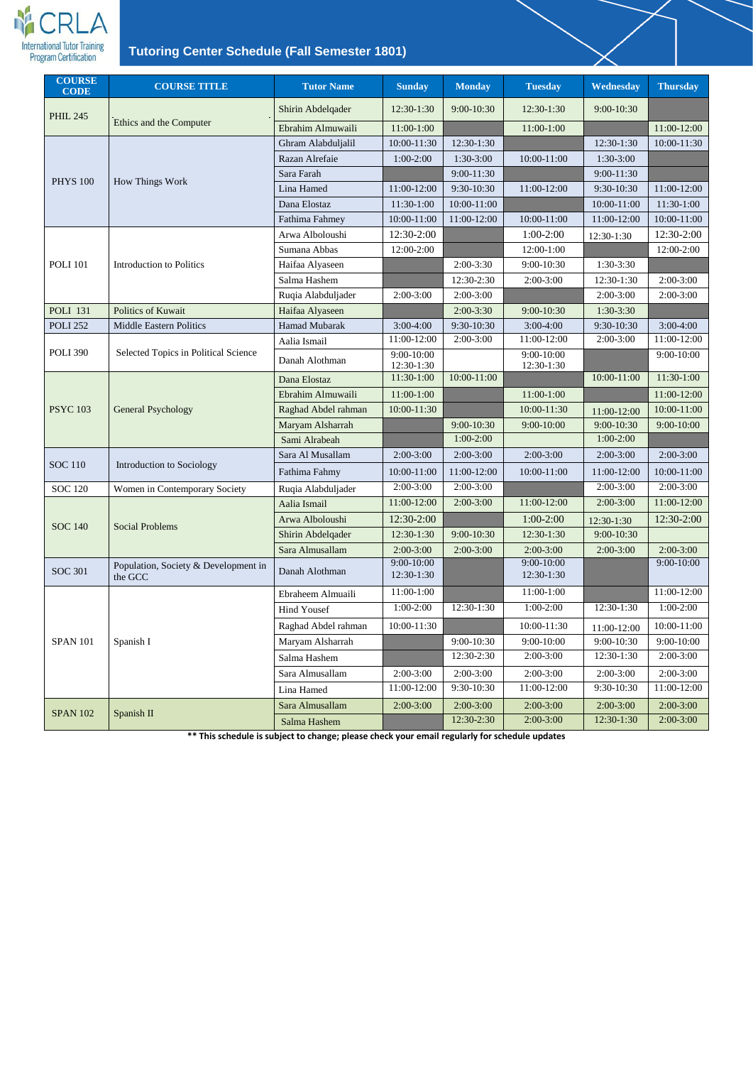CRLA International Tutor Training Program Certification

# Tutoring Center Schedule (Fall Semester 1801)

| COURSE CODE | COURSE TITLE | Tutor Name | Sunday | Monday | Tuesday | Wednesday | Thursday |
|---|---|---|---|---|---|---|---|
| PHIL 245 | Ethics and the Computer | Shirin Abdelqader | 12:30-1:30 | 9:00-10:30 | 12:30-1:30 | 9:00-10:30 | |
| | | Ebrahim Almuwaili | 11:00-1:00 | | 11:00-1:00 | | 11:00-12:00 |
| PHYS 100 | How Things Work | Ghram Alabduljalil | 10:00-11:30 | 12:30-1:30 | | 12:30-1:30 | 10:00-11:30 |
| | | Razan Alrefaie | 1:00-2:00 | 1:30-3:00 | 10:00-11:00 | 1:30-3:00 | |
| | | Sara Farah | | 9:00-11:30 | | 9:00-11:30 | |
| | | Lina Hamed | 11:00-12:00 | 9:30-10:30 | 11:00-12:00 | 9:30-10:30 | 11:00-12:00 |
| | | Dana Elostaz | 11:30-1:00 | 10:00-11:00 | | 10:00-11:00 | 11:30-1:00 |
| | | Fathima Fahmey | 10:00-11:00 | 11:00-12:00 | 10:00-11:00 | 11:00-12:00 | 10:00-11:00 |
| POLI 101 | Introduction to Politics | Arwa Alboloushi | 12:30-2:00 | | 1:00-2:00 | 12:30-1:30 | 12:30-2:00 |
| | | Sumana Abbas | 12:00-2:00 | | 12:00-1:00 | | 12:00-2:00 |
| | | Haifaa Alyaseen | | 2:00-3:30 | 9:00-10:30 | 1:30-3:30 | |
| | | Salma Hashem | | 12:30-2:30 | 2:00-3:00 | 12:30-1:30 | 2:00-3:00 |
| | | Ruqia Alabduljader | 2:00-3:00 | 2:00-3:00 | | 2:00-3:00 | 2:00-3:00 |
| POLI 131 | Politics of Kuwait | Haifaa Alyaseen | | 2:00-3:30 | 9:00-10:30 | 1:30-3:30 | |
| POLI 252 | Middle Eastern Politics | Hamad Mubarak | 3:00-4:00 | 9:30-10:30 | 3:00-4:00 | 9:30-10:30 | 3:00-4:00 |
| POLI 390 | Selected Topics in Political Science | Aalia Ismail | 11:00-12:00 | 2:00-3:00 | 11:00-12:00 | 2:00-3:00 | 11:00-12:00 |
| | | Danah Alothman | 9:00-10:00 12:30-1:30 | | 9:00-10:00 12:30-1:30 | | 9:00-10:00 |
| PSYC 103 | General Psychology | Dana Elostaz | 11:30-1:00 | 10:00-11:00 | | 10:00-11:00 | 11:30-1:00 |
| | | Ebrahim Almuwaili | 11:00-1:00 | | 11:00-1:00 | | 11:00-12:00 |
| | | Raghad Abdel rahman | 10:00-11:30 | | 10:00-11:30 | 11:00-12:00 | 10:00-11:00 |
| | | Maryam Alsharrah | | 9:00-10:30 | 9:00-10:00 | 9:00-10:30 | 9:00-10:00 |
| | | Sami Alrabeah | | 1:00-2:00 | | 1:00-2:00 | |
| SOC 110 | Introduction to Sociology | Sara Al Musallam | 2:00-3:00 | 2:00-3:00 | 2:00-3:00 | 2:00-3:00 | 2:00-3:00 |
| | | Fathima Fahmy | 10:00-11:00 | 11:00-12:00 | 10:00-11:00 | 11:00-12:00 | 10:00-11:00 |
| SOC 120 | Women in Contemporary Society | Ruqia Alabduljader | 2:00-3:00 | 2:00-3:00 | | 2:00-3:00 | 2:00-3:00 |
| SOC 140 | Social Problems | Aalia Ismail | 11:00-12:00 | 2:00-3:00 | 11:00-12:00 | 2:00-3:00 | 11:00-12:00 |
| | | Arwa Alboloushi | 12:30-2:00 | | 1:00-2:00 | 12:30-1:30 | 12:30-2:00 |
| | | Shirin Abdelqader | 12:30-1:30 | 9:00-10:30 | 12:30-1:30 | 9:00-10:30 | |
| | | Sara Almusallam | 2:00-3:00 | 2:00-3:00 | 2:00-3:00 | 2:00-3:00 | 2:00-3:00 |
| SOC 301 | Population, Society & Development in the GCC | Danah Alothman | 9:00-10:00 12:30-1:30 | | 9:00-10:00 12:30-1:30 | | 9:00-10:00 |
| SPAN 101 | Spanish I | Ebraheem Almuaili | 11:00-1:00 | | 11:00-1:00 | | 11:00-12:00 |
| | | Hind Yousef | 1:00-2:00 | 12:30-1:30 | 1:00-2:00 | 12:30-1:30 | 1:00-2:00 |
| | | Raghad Abdel rahman | 10:00-11:30 | | 10:00-11:30 | 11:00-12:00 | 10:00-11:00 |
| | | Maryam Alsharrah | | 9:00-10:30 | 9:00-10:00 | 9:00-10:30 | 9:00-10:00 |
| | | Salma Hashem | | 12:30-2:30 | 2:00-3:00 | 12:30-1:30 | 2:00-3:00 |
| | | Sara Almusallam | 2:00-3:00 | 2:00-3:00 | 2:00-3:00 | 2:00-3:00 | 2:00-3:00 |
| | | Lina Hamed | 11:00-12:00 | 9:30-10:30 | 11:00-12:00 | 9:30-10:30 | 11:00-12:00 |
| SPAN 102 | Spanish II | Sara Almusallam | 2:00-3:00 | 2:00-3:00 | 2:00-3:00 | 2:00-3:00 | 2:00-3:00 |
| | | Salma Hashem | | 12:30-2:30 | 2:00-3:00 | 12:30-1:30 | 2:00-3:00 |

**** This schedule is subject to change; please check your email regularly for schedule updates**